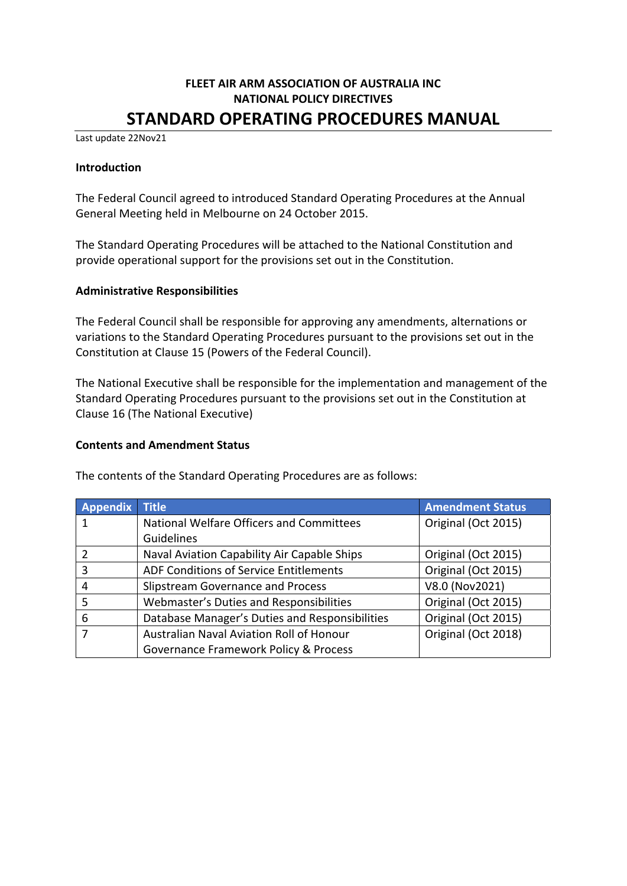# FLEET AIR ARM ASSOCIATION OF AUSTRALIA INC
## NATIONAL POLICY DIRECTIVES
# STANDARD OPERATING PROCEDURES MANUAL

Last update 22Nov21

**Introduction**

The Federal Council agreed to introduced Standard Operating Procedures at the Annual General Meeting held in Melbourne on 24 October 2015.

The Standard Operating Procedures will be attached to the National Constitution and provide operational support for the provisions set out in the Constitution.

**Administrative Responsibilities**

The Federal Council shall be responsible for approving any amendments, alternations or variations to the Standard Operating Procedures pursuant to the provisions set out in the Constitution at Clause 15 (Powers of the Federal Council).

The National Executive shall be responsible for the implementation and management of the Standard Operating Procedures pursuant to the provisions set out in the Constitution at Clause 16 (The National Executive)

**Contents and Amendment Status**

The contents of the Standard Operating Procedures are as follows:

| Appendix | Title | Amendment Status |
|---|---|---|
| 1 | National Welfare Officers and Committees Guidelines | Original (Oct 2015) |
| 2 | Naval Aviation Capability Air Capable Ships | Original (Oct 2015) |
| 3 | ADF Conditions of Service Entitlements | Original (Oct 2015) |
| 4 | Slipstream Governance and Process | V8.0 (Nov2021) |
| 5 | Webmaster's Duties and Responsibilities | Original (Oct 2015) |
| 6 | Database Manager's Duties and Responsibilities | Original (Oct 2015) |
| 7 | Australian Naval Aviation Roll of Honour Governance Framework Policy & Process | Original (Oct 2018) |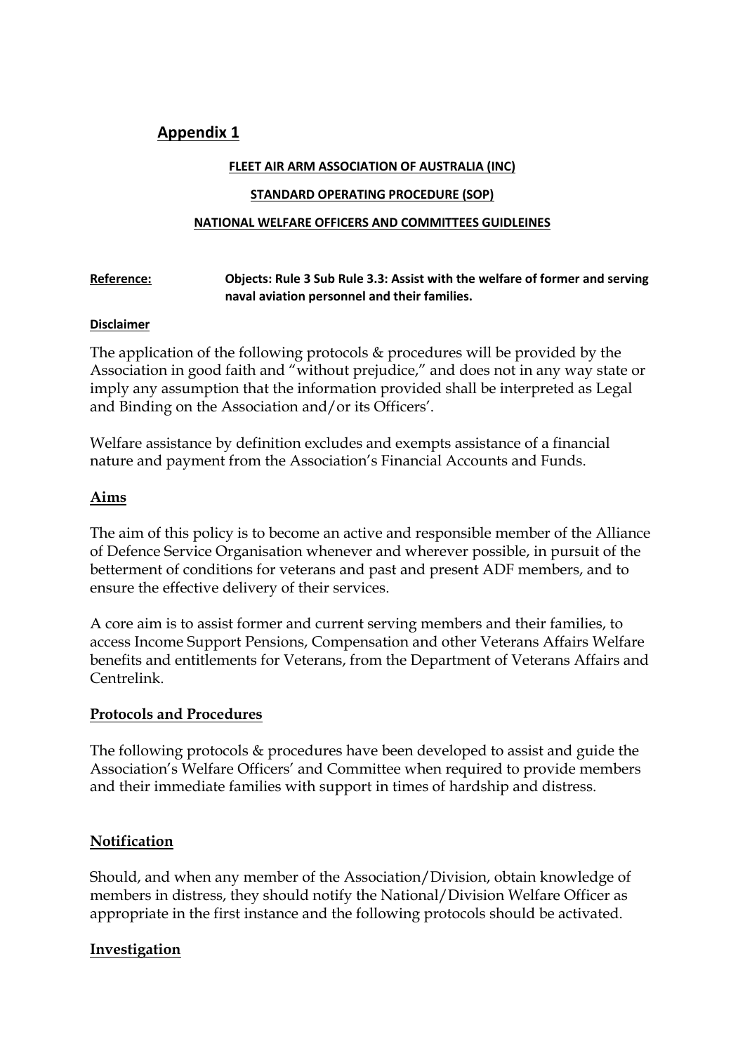## Appendix 1

**FLEET AIR ARM ASSOCIATION OF AUSTRALIA (INC)**

**STANDARD OPERATING PROCEDURE (SOP)**

**NATIONAL WELFARE OFFICERS AND COMMITTEES GUIDLEINES**

**Reference:** **Objects: Rule 3 Sub Rule 3.3: Assist with the welfare of former and serving naval aviation personnel and their families.**

**Disclaimer**

The application of the following protocols & procedures will be provided by the Association in good faith and "without prejudice," and does not in any way state or imply any assumption that the information provided shall be interpreted as Legal and Binding on the Association and/or its Officers'.

Welfare assistance by definition excludes and exempts assistance of a financial nature and payment from the Association's Financial Accounts and Funds.

**Aims**

The aim of this policy is to become an active and responsible member of the Alliance of Defence Service Organisation whenever and wherever possible, in pursuit of the betterment of conditions for veterans and past and present ADF members, and to ensure the effective delivery of their services.

A core aim is to assist former and current serving members and their families, to access Income Support Pensions, Compensation and other Veterans Affairs Welfare benefits and entitlements for Veterans, from the Department of Veterans Affairs and Centrelink.

**Protocols and Procedures**

The following protocols & procedures have been developed to assist and guide the Association's Welfare Officers' and Committee when required to provide members and their immediate families with support in times of hardship and distress.

**Notification**

Should, and when any member of the Association/Division, obtain knowledge of members in distress, they should notify the National/Division Welfare Officer as appropriate in the first instance and the following protocols should be activated.

**Investigation**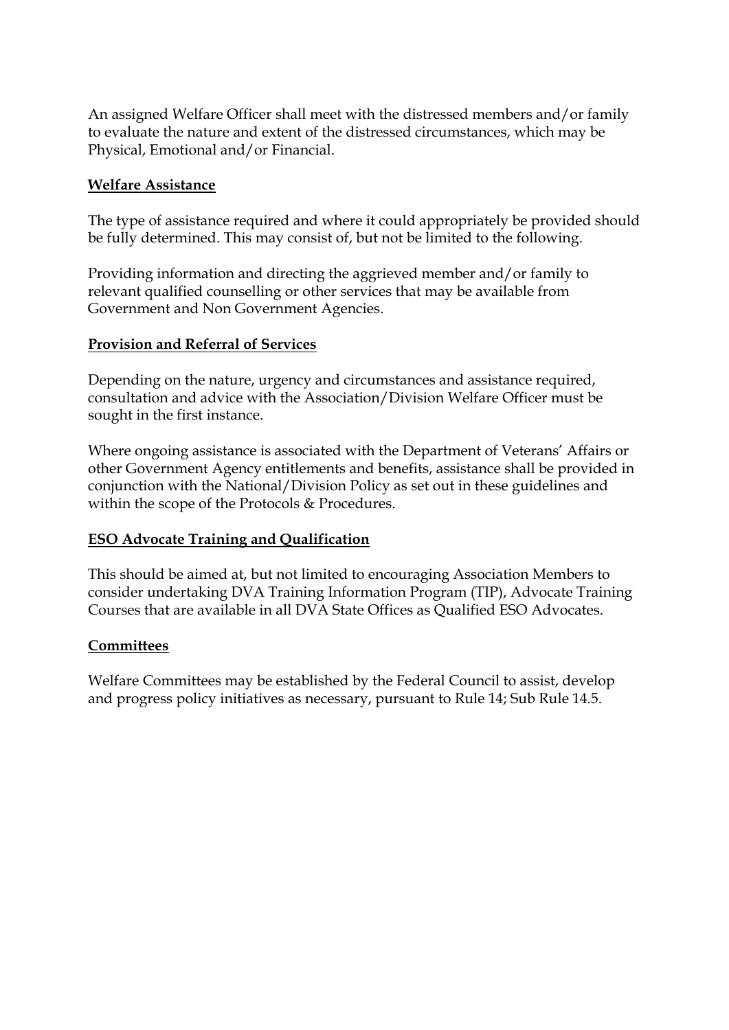An assigned Welfare Officer shall meet with the distressed members and/or family to evaluate the nature and extent of the distressed circumstances, which may be Physical, Emotional and/or Financial.

**<u>Welfare Assistance</u>**

The type of assistance required and where it could appropriately be provided should be fully determined. This may consist of, but not be limited to the following.

Providing information and directing the aggrieved member and/or family to relevant qualified counselling or other services that may be available from Government and Non Government Agencies.

**<u>Provision and Referral of Services</u>**

Depending on the nature, urgency and circumstances and assistance required, consultation and advice with the Association/Division Welfare Officer must be sought in the first instance.

Where ongoing assistance is associated with the Department of Veterans' Affairs or other Government Agency entitlements and benefits, assistance shall be provided in conjunction with the National/Division Policy as set out in these guidelines and within the scope of the Protocols & Procedures.

**<u>ESO Advocate Training and Qualification</u>**

This should be aimed at, but not limited to encouraging Association Members to consider undertaking DVA Training Information Program (TIP), Advocate Training Courses that are available in all DVA State Offices as Qualified ESO Advocates.

**<u>Committees</u>**

Welfare Committees may be established by the Federal Council to assist, develop and progress policy initiatives as necessary, pursuant to Rule 14; Sub Rule 14.5.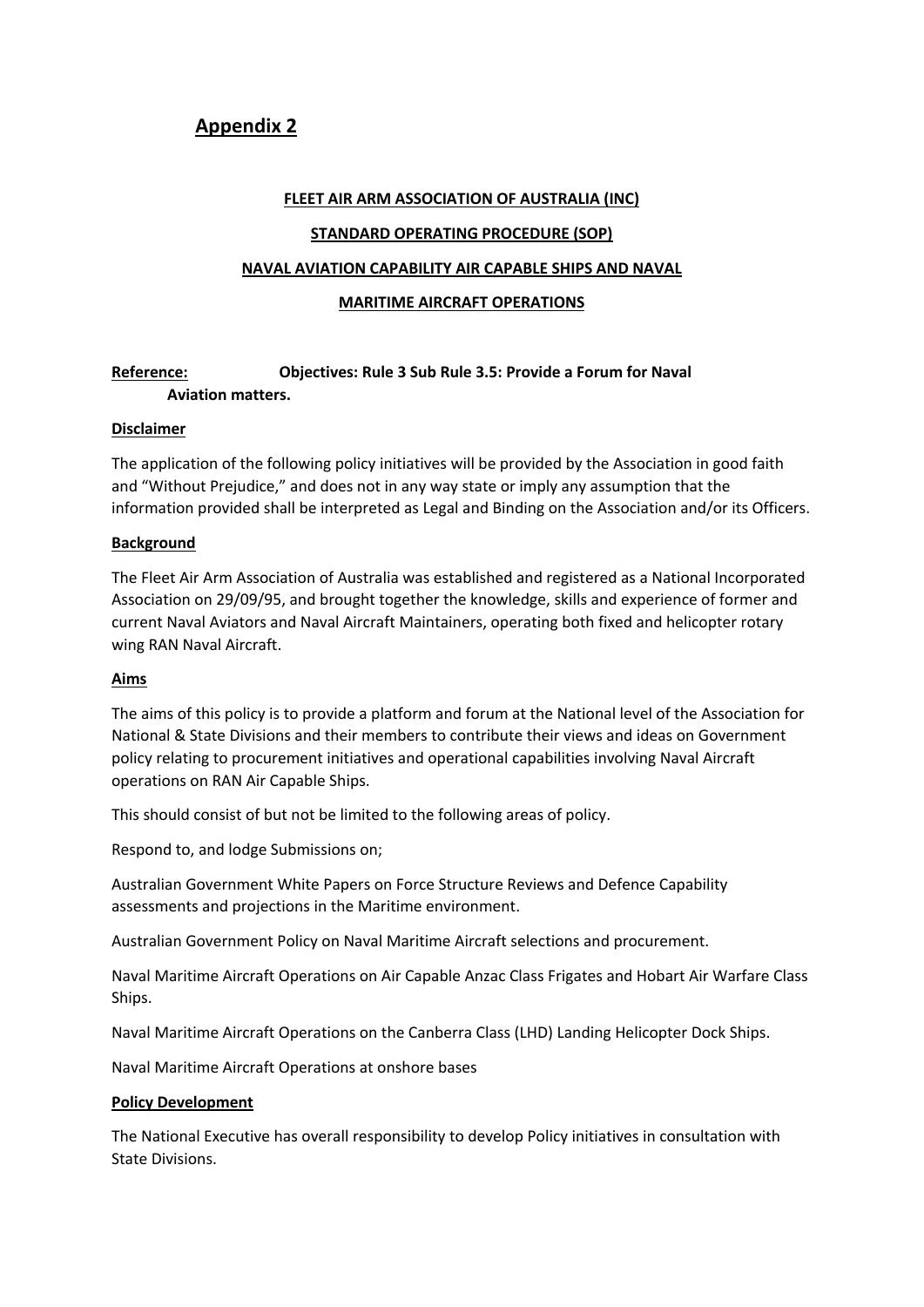## Appendix 2

**FLEET AIR ARM ASSOCIATION OF AUSTRALIA (INC)**

**STANDARD OPERATING PROCEDURE (SOP)**

**NAVAL AVIATION CAPABILITY AIR CAPABLE SHIPS AND NAVAL MARITIME AIRCRAFT OPERATIONS**

**Reference:** **Objectives: Rule 3 Sub Rule 3.5: Provide a Forum for Naval Aviation matters.**

**Disclaimer**

The application of the following policy initiatives will be provided by the Association in good faith and "Without Prejudice," and does not in any way state or imply any assumption that the information provided shall be interpreted as Legal and Binding on the Association and/or its Officers.

**Background**

The Fleet Air Arm Association of Australia was established and registered as a National Incorporated Association on 29/09/95, and brought together the knowledge, skills and experience of former and current Naval Aviators and Naval Aircraft Maintainers, operating both fixed and helicopter rotary wing RAN Naval Aircraft.

**Aims**

The aims of this policy is to provide a platform and forum at the National level of the Association for National & State Divisions and their members to contribute their views and ideas on Government policy relating to procurement initiatives and operational capabilities involving Naval Aircraft operations on RAN Air Capable Ships.

This should consist of but not be limited to the following areas of policy.

Respond to, and lodge Submissions on;

Australian Government White Papers on Force Structure Reviews and Defence Capability assessments and projections in the Maritime environment.

Australian Government Policy on Naval Maritime Aircraft selections and procurement.

Naval Maritime Aircraft Operations on Air Capable Anzac Class Frigates and Hobart Air Warfare Class Ships.

Naval Maritime Aircraft Operations on the Canberra Class (LHD) Landing Helicopter Dock Ships.

Naval Maritime Aircraft Operations at onshore bases

**Policy Development**

The National Executive has overall responsibility to develop Policy initiatives in consultation with State Divisions.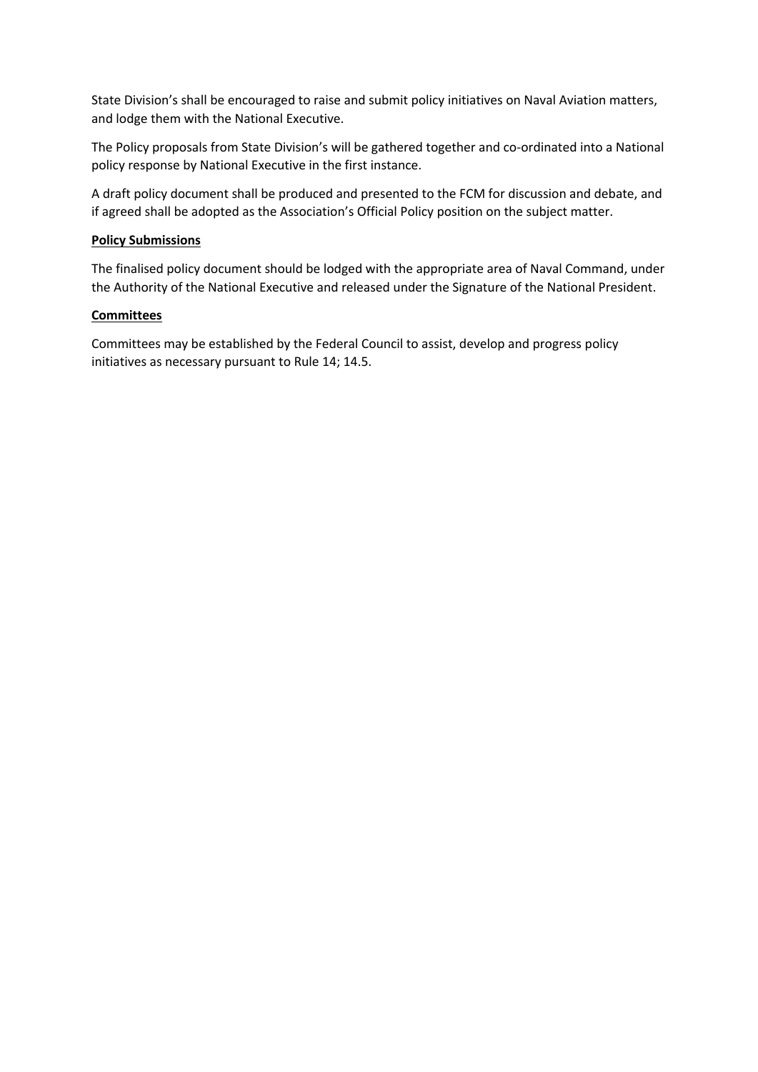State Division's shall be encouraged to raise and submit policy initiatives on Naval Aviation matters, and lodge them with the National Executive.

The Policy proposals from State Division's will be gathered together and co-ordinated into a National policy response by National Executive in the first instance.

A draft policy document shall be produced and presented to the FCM for discussion and debate, and if agreed shall be adopted as the Association's Official Policy position on the subject matter.

**Policy Submissions**

The finalised policy document should be lodged with the appropriate area of Naval Command, under the Authority of the National Executive and released under the Signature of the National President.

**Committees**

Committees may be established by the Federal Council to assist, develop and progress policy initiatives as necessary pursuant to Rule 14; 14.5.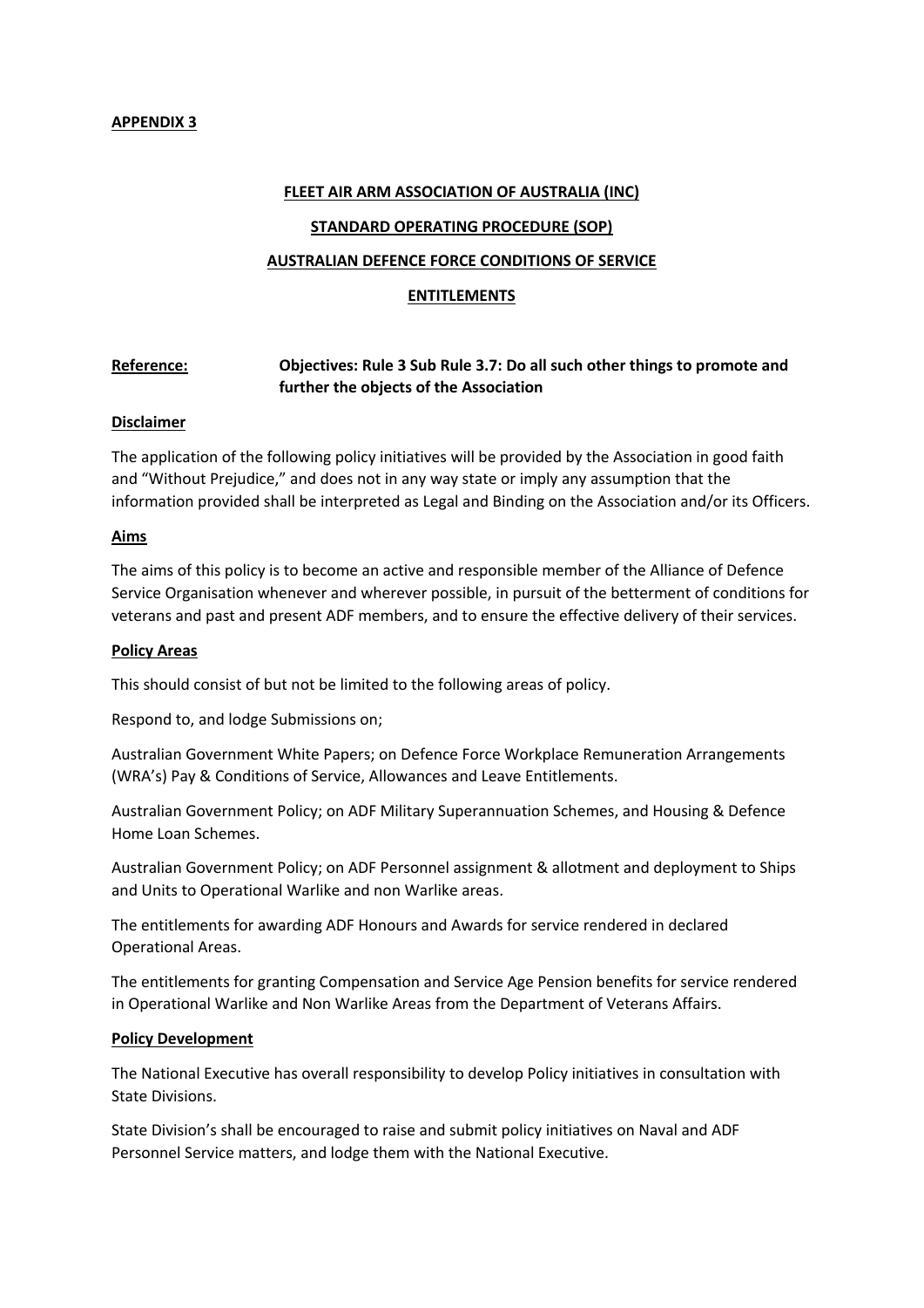**APPENDIX 3**

**FLEET AIR ARM ASSOCIATION OF AUSTRALIA (INC)**

**STANDARD OPERATING PROCEDURE (SOP)**

**AUSTRALIAN DEFENCE FORCE CONDITIONS OF SERVICE**

**ENTITLEMENTS**

**Reference:** **Objectives: Rule 3 Sub Rule 3.7: Do all such other things to promote and further the objects of the Association**

**Disclaimer**

The application of the following policy initiatives will be provided by the Association in good faith and "Without Prejudice," and does not in any way state or imply any assumption that the information provided shall be interpreted as Legal and Binding on the Association and/or its Officers.

**Aims**

The aims of this policy is to become an active and responsible member of the Alliance of Defence Service Organisation whenever and wherever possible, in pursuit of the betterment of conditions for veterans and past and present ADF members, and to ensure the effective delivery of their services.

**Policy Areas**

This should consist of but not be limited to the following areas of policy.

Respond to, and lodge Submissions on;

Australian Government White Papers; on Defence Force Workplace Remuneration Arrangements (WRA's) Pay & Conditions of Service, Allowances and Leave Entitlements.

Australian Government Policy; on ADF Military Superannuation Schemes, and Housing & Defence Home Loan Schemes.

Australian Government Policy; on ADF Personnel assignment & allotment and deployment to Ships and Units to Operational Warlike and non Warlike areas.

The entitlements for awarding ADF Honours and Awards for service rendered in declared Operational Areas.

The entitlements for granting Compensation and Service Age Pension benefits for service rendered in Operational Warlike and Non Warlike Areas from the Department of Veterans Affairs.

**Policy Development**

The National Executive has overall responsibility to develop Policy initiatives in consultation with State Divisions.

State Division's shall be encouraged to raise and submit policy initiatives on Naval and ADF Personnel Service matters, and lodge them with the National Executive.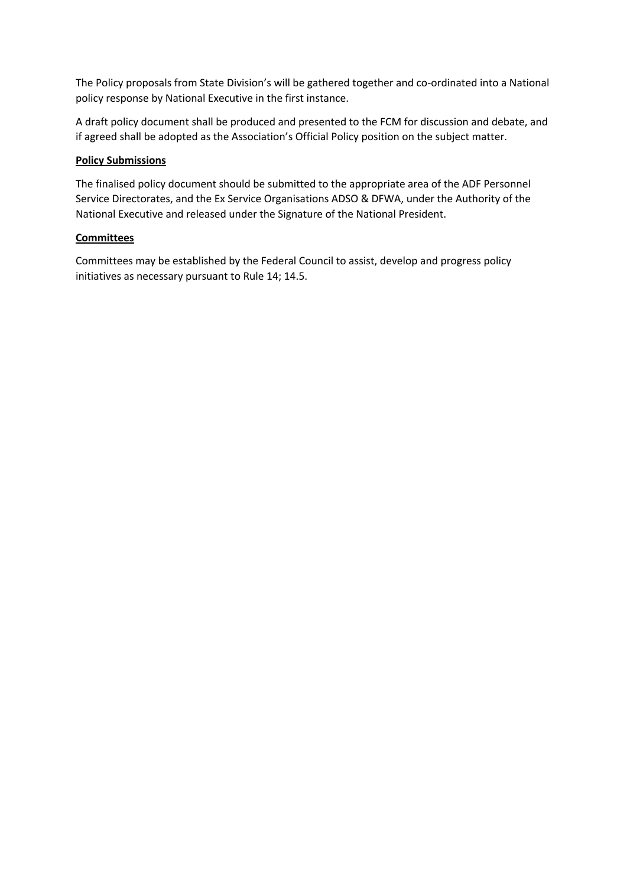The Policy proposals from State Division's will be gathered together and co-ordinated into a National policy response by National Executive in the first instance.

A draft policy document shall be produced and presented to the FCM for discussion and debate, and if agreed shall be adopted as the Association's Official Policy position on the subject matter.

**Policy Submissions**

The finalised policy document should be submitted to the appropriate area of the ADF Personnel Service Directorates, and the Ex Service Organisations ADSO & DFWA, under the Authority of the National Executive and released under the Signature of the National President.

**Committees**

Committees may be established by the Federal Council to assist, develop and progress policy initiatives as necessary pursuant to Rule 14; 14.5.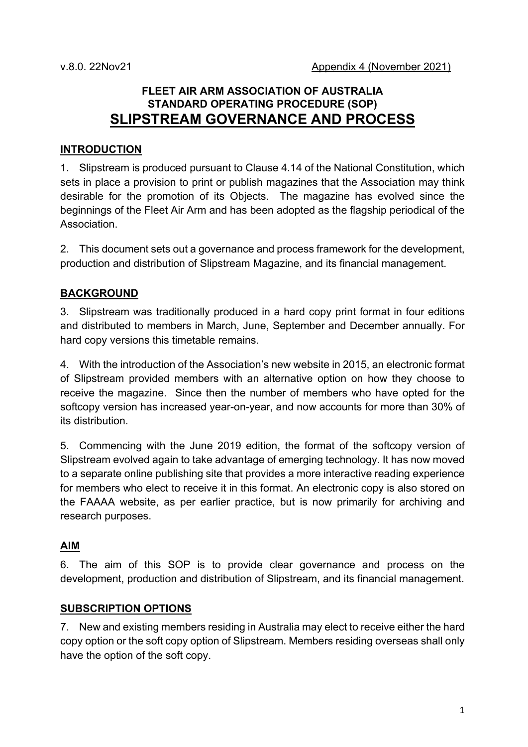v.8.0. 22Nov21 Appendix 4 (November 2021)

**FLEET AIR ARM ASSOCIATION OF AUSTRALIA**
**STANDARD OPERATING PROCEDURE (SOP)**

# SLIPSTREAM GOVERNANCE AND PROCESS

## INTRODUCTION

1. Slipstream is produced pursuant to Clause 4.14 of the National Constitution, which sets in place a provision to print or publish magazines that the Association may think desirable for the promotion of its Objects. The magazine has evolved since the beginnings of the Fleet Air Arm and has been adopted as the flagship periodical of the Association.

2. This document sets out a governance and process framework for the development, production and distribution of Slipstream Magazine, and its financial management.

## BACKGROUND

3. Slipstream was traditionally produced in a hard copy print format in four editions and distributed to members in March, June, September and December annually. For hard copy versions this timetable remains.

4. With the introduction of the Association's new website in 2015, an electronic format of Slipstream provided members with an alternative option on how they choose to receive the magazine. Since then the number of members who have opted for the softcopy version has increased year-on-year, and now accounts for more than 30% of its distribution.

5. Commencing with the June 2019 edition, the format of the softcopy version of Slipstream evolved again to take advantage of emerging technology. It has now moved to a separate online publishing site that provides a more interactive reading experience for members who elect to receive it in this format. An electronic copy is also stored on the FAAAA website, as per earlier practice, but is now primarily for archiving and research purposes.

## AIM

6. The aim of this SOP is to provide clear governance and process on the development, production and distribution of Slipstream, and its financial management.

## SUBSCRIPTION OPTIONS

7. New and existing members residing in Australia may elect to receive either the hard copy option or the soft copy option of Slipstream. Members residing overseas shall only have the option of the soft copy.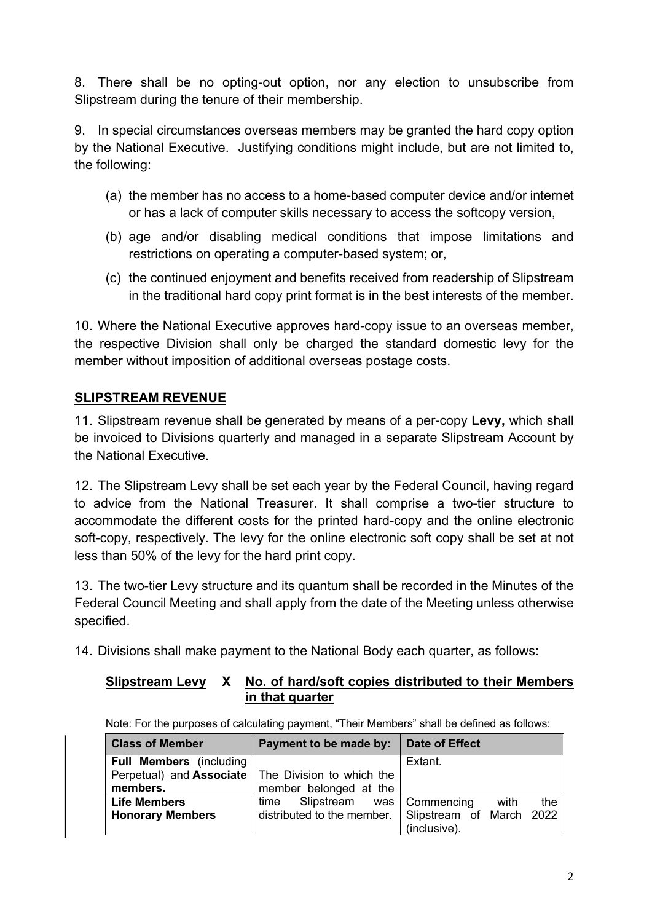8. There shall be no opting-out option, nor any election to unsubscribe from Slipstream during the tenure of their membership.

9. In special circumstances overseas members may be granted the hard copy option by the National Executive. Justifying conditions might include, but are not limited to, the following:

(a) the member has no access to a home-based computer device and/or internet or has a lack of computer skills necessary to access the softcopy version,

(b) age and/or disabling medical conditions that impose limitations and restrictions on operating a computer-based system; or,

(c) the continued enjoyment and benefits received from readership of Slipstream in the traditional hard copy print format is in the best interests of the member.

10. Where the National Executive approves hard-copy issue to an overseas member, the respective Division shall only be charged the standard domestic levy for the member without imposition of additional overseas postage costs.

## SLIPSTREAM REVENUE

11. Slipstream revenue shall be generated by means of a per-copy **Levy,** which shall be invoiced to Divisions quarterly and managed in a separate Slipstream Account by the National Executive.

12. The Slipstream Levy shall be set each year by the Federal Council, having regard to advice from the National Treasurer. It shall comprise a two-tier structure to accommodate the different costs for the printed hard-copy and the online electronic soft-copy, respectively. The levy for the online electronic soft copy shall be set at not less than 50% of the levy for the hard print copy.

13. The two-tier Levy structure and its quantum shall be recorded in the Minutes of the Federal Council Meeting and shall apply from the date of the Meeting unless otherwise specified.

14. Divisions shall make payment to the National Body each quarter, as follows:

**Slipstream Levy X No. of hard/soft copies distributed to their Members in that quarter**

Note: For the purposes of calculating payment, "Their Members" shall be defined as follows:

| Class of Member | Payment to be made by: | Date of Effect |
| --- | --- | --- |
| **Full Members** (including Perpetual) and **Associate members.** | The Division to which the member belonged at the time Slipstream was distributed to the member. | Extant. |
| **Life Members** **Honorary Members** | | Commencing with the Slipstream of March 2022 (inclusive). |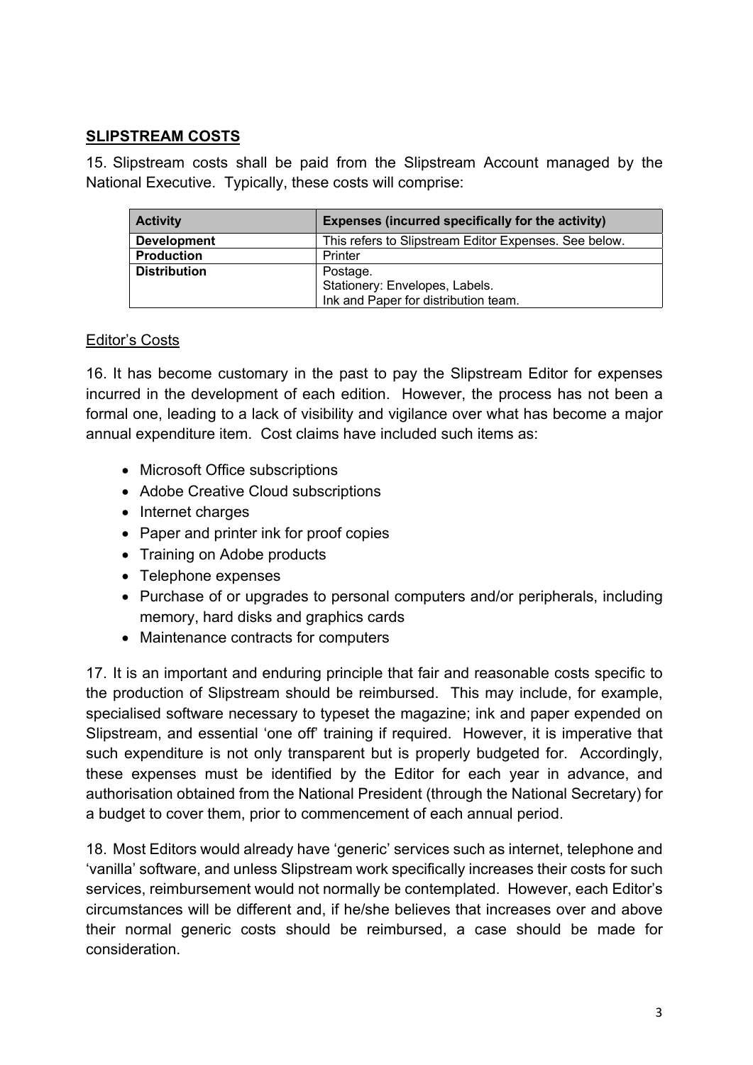## **SLIPSTREAM COSTS**

15. Slipstream costs shall be paid from the Slipstream Account managed by the National Executive. Typically, these costs will comprise:

| Activity | Expenses (incurred specifically for the activity) |
| --- | --- |
| **Development** | This refers to Slipstream Editor Expenses. See below. |
| **Production** | Printer |
| **Distribution** | Postage.<br>Stationery: Envelopes, Labels.<br>Ink and Paper for distribution team. |

### Editor's Costs

16. It has become customary in the past to pay the Slipstream Editor for expenses incurred in the development of each edition. However, the process has not been a formal one, leading to a lack of visibility and vigilance over what has become a major annual expenditure item. Cost claims have included such items as:

- Microsoft Office subscriptions
- Adobe Creative Cloud subscriptions
- Internet charges
- Paper and printer ink for proof copies
- Training on Adobe products
- Telephone expenses
- Purchase of or upgrades to personal computers and/or peripherals, including memory, hard disks and graphics cards
- Maintenance contracts for computers

17. It is an important and enduring principle that fair and reasonable costs specific to the production of Slipstream should be reimbursed. This may include, for example, specialised software necessary to typeset the magazine; ink and paper expended on Slipstream, and essential 'one off' training if required. However, it is imperative that such expenditure is not only transparent but is properly budgeted for. Accordingly, these expenses must be identified by the Editor for each year in advance, and authorisation obtained from the National President (through the National Secretary) for a budget to cover them, prior to commencement of each annual period.

18. Most Editors would already have 'generic' services such as internet, telephone and 'vanilla' software, and unless Slipstream work specifically increases their costs for such services, reimbursement would not normally be contemplated. However, each Editor's circumstances will be different and, if he/she believes that increases over and above their normal generic costs should be reimbursed, a case should be made for consideration.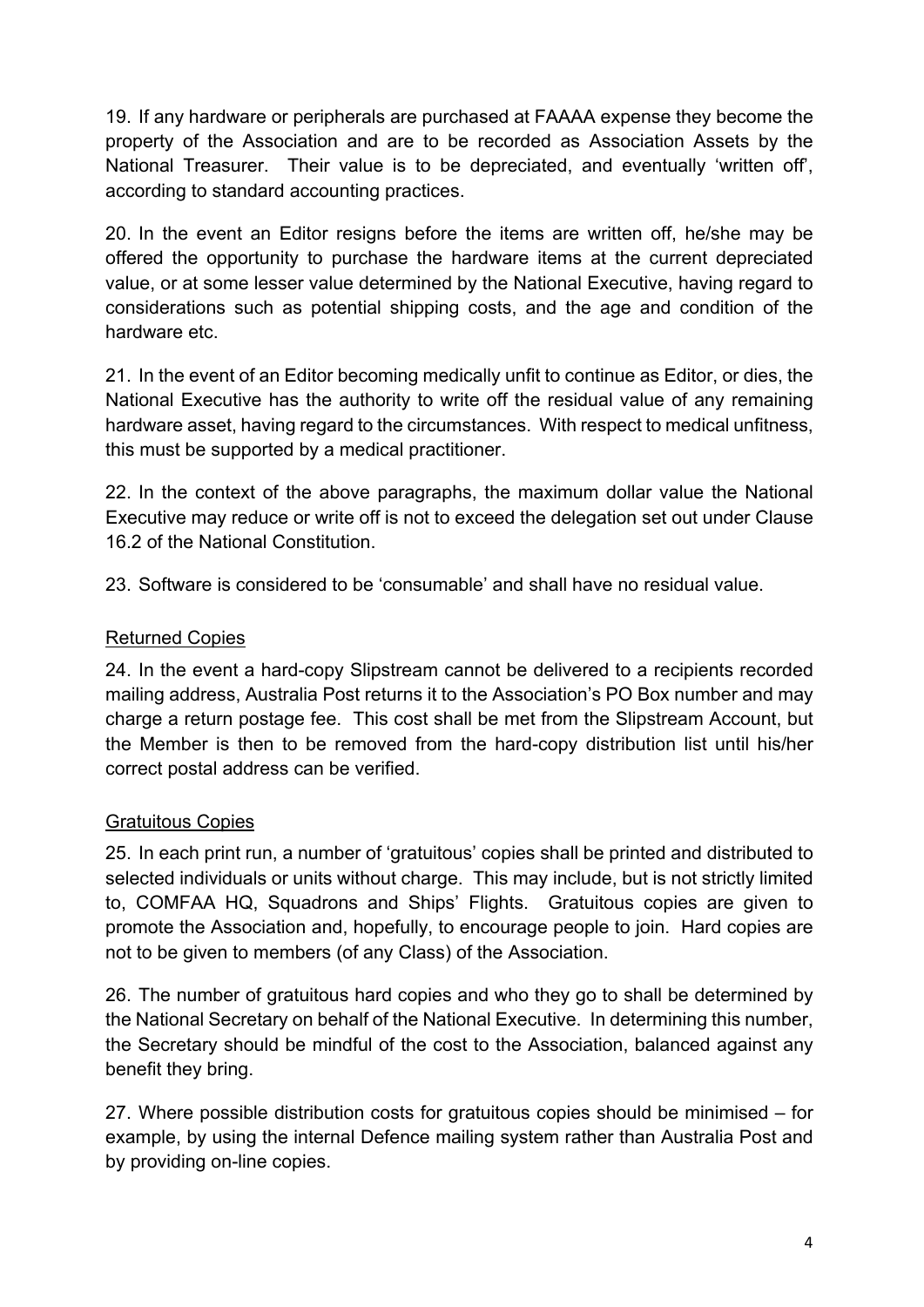19. If any hardware or peripherals are purchased at FAAAA expense they become the property of the Association and are to be recorded as Association Assets by the National Treasurer. Their value is to be depreciated, and eventually 'written off', according to standard accounting practices.

20. In the event an Editor resigns before the items are written off, he/she may be offered the opportunity to purchase the hardware items at the current depreciated value, or at some lesser value determined by the National Executive, having regard to considerations such as potential shipping costs, and the age and condition of the hardware etc.

21. In the event of an Editor becoming medically unfit to continue as Editor, or dies, the National Executive has the authority to write off the residual value of any remaining hardware asset, having regard to the circumstances. With respect to medical unfitness, this must be supported by a medical practitioner.

22. In the context of the above paragraphs, the maximum dollar value the National Executive may reduce or write off is not to exceed the delegation set out under Clause 16.2 of the National Constitution.

23. Software is considered to be 'consumable' and shall have no residual value.

<u>Returned Copies</u>

24. In the event a hard-copy Slipstream cannot be delivered to a recipients recorded mailing address, Australia Post returns it to the Association's PO Box number and may charge a return postage fee. This cost shall be met from the Slipstream Account, but the Member is then to be removed from the hard-copy distribution list until his/her correct postal address can be verified.

<u>Gratuitous Copies</u>

25. In each print run, a number of 'gratuitous' copies shall be printed and distributed to selected individuals or units without charge. This may include, but is not strictly limited to, COMFAA HQ, Squadrons and Ships' Flights. Gratuitous copies are given to promote the Association and, hopefully, to encourage people to join. Hard copies are not to be given to members (of any Class) of the Association.

26. The number of gratuitous hard copies and who they go to shall be determined by the National Secretary on behalf of the National Executive. In determining this number, the Secretary should be mindful of the cost to the Association, balanced against any benefit they bring.

27. Where possible distribution costs for gratuitous copies should be minimised – for example, by using the internal Defence mailing system rather than Australia Post and by providing on-line copies.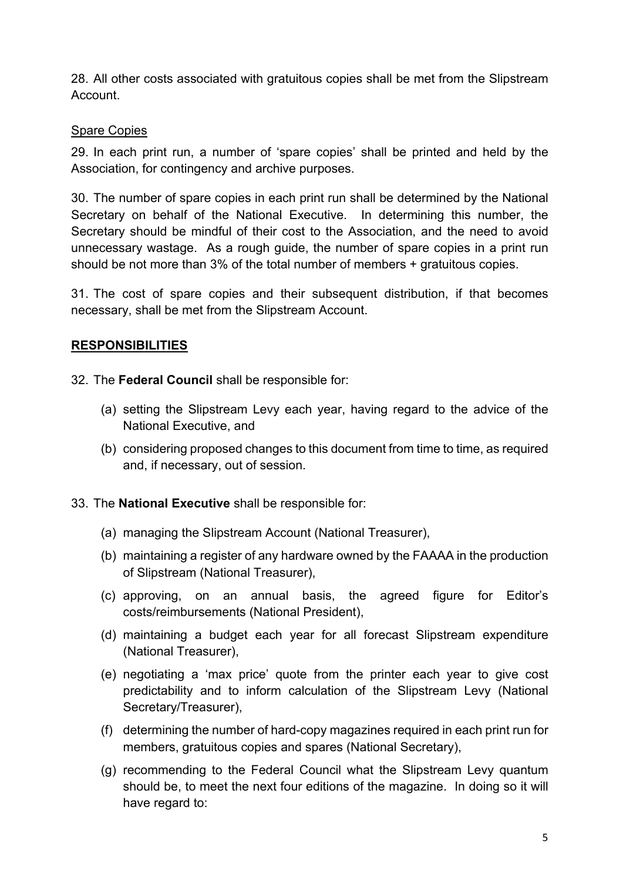28. All other costs associated with gratuitous copies shall be met from the Slipstream Account.

Spare Copies

29. In each print run, a number of 'spare copies' shall be printed and held by the Association, for contingency and archive purposes.

30. The number of spare copies in each print run shall be determined by the National Secretary on behalf of the National Executive. In determining this number, the Secretary should be mindful of their cost to the Association, and the need to avoid unnecessary wastage. As a rough guide, the number of spare copies in a print run should be not more than 3% of the total number of members + gratuitous copies.

31. The cost of spare copies and their subsequent distribution, if that becomes necessary, shall be met from the Slipstream Account.

## RESPONSIBILITIES

32. The **Federal Council** shall be responsible for:

(a) setting the Slipstream Levy each year, having regard to the advice of the National Executive, and

(b) considering proposed changes to this document from time to time, as required and, if necessary, out of session.

33. The **National Executive** shall be responsible for:

(a) managing the Slipstream Account (National Treasurer),

(b) maintaining a register of any hardware owned by the FAAAA in the production of Slipstream (National Treasurer),

(c) approving, on an annual basis, the agreed figure for Editor's costs/reimbursements (National President),

(d) maintaining a budget each year for all forecast Slipstream expenditure (National Treasurer),

(e) negotiating a 'max price' quote from the printer each year to give cost predictability and to inform calculation of the Slipstream Levy (National Secretary/Treasurer),

(f) determining the number of hard-copy magazines required in each print run for members, gratuitous copies and spares (National Secretary),

(g) recommending to the Federal Council what the Slipstream Levy quantum should be, to meet the next four editions of the magazine. In doing so it will have regard to: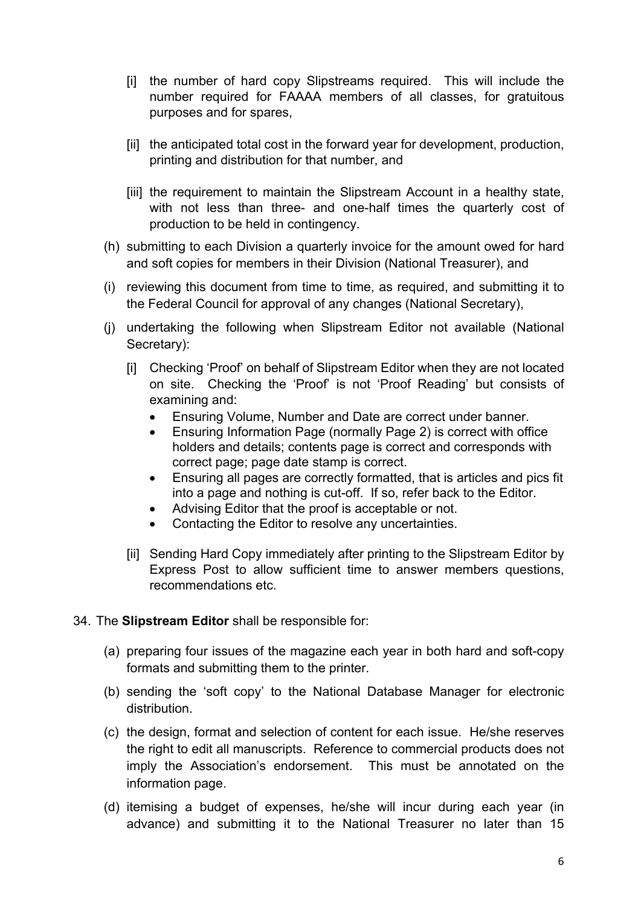[i] the number of hard copy Slipstreams required. This will include the number required for FAAAA members of all classes, for gratuitous purposes and for spares,

   [ii] the anticipated total cost in the forward year for development, production, printing and distribution for that number, and

   [iii] the requirement to maintain the Slipstream Account in a healthy state, with not less than three- and one-half times the quarterly cost of production to be held in contingency.

(h) submitting to each Division a quarterly invoice for the amount owed for hard and soft copies for members in their Division (National Treasurer), and

(i) reviewing this document from time to time, as required, and submitting it to the Federal Council for approval of any changes (National Secretary),

(j) undertaking the following when Slipstream Editor not available (National Secretary):

   [i] Checking 'Proof' on behalf of Slipstream Editor when they are not located on site. Checking the 'Proof' is not 'Proof Reading' but consists of examining and:

   - Ensuring Volume, Number and Date are correct under banner.
   - Ensuring Information Page (normally Page 2) is correct with office holders and details; contents page is correct and corresponds with correct page; page date stamp is correct.
   - Ensuring all pages are correctly formatted, that is articles and pics fit into a page and nothing is cut-off. If so, refer back to the Editor.
   - Advising Editor that the proof is acceptable or not.
   - Contacting the Editor to resolve any uncertainties.

   [ii] Sending Hard Copy immediately after printing to the Slipstream Editor by Express Post to allow sufficient time to answer members questions, recommendations etc.

34. The **Slipstream Editor** shall be responsible for:

   (a) preparing four issues of the magazine each year in both hard and soft-copy formats and submitting them to the printer.

   (b) sending the 'soft copy' to the National Database Manager for electronic distribution.

   (c) the design, format and selection of content for each issue. He/she reserves the right to edit all manuscripts. Reference to commercial products does not imply the Association's endorsement. This must be annotated on the information page.

   (d) itemising a budget of expenses, he/she will incur during each year (in advance) and submitting it to the National Treasurer no later than 15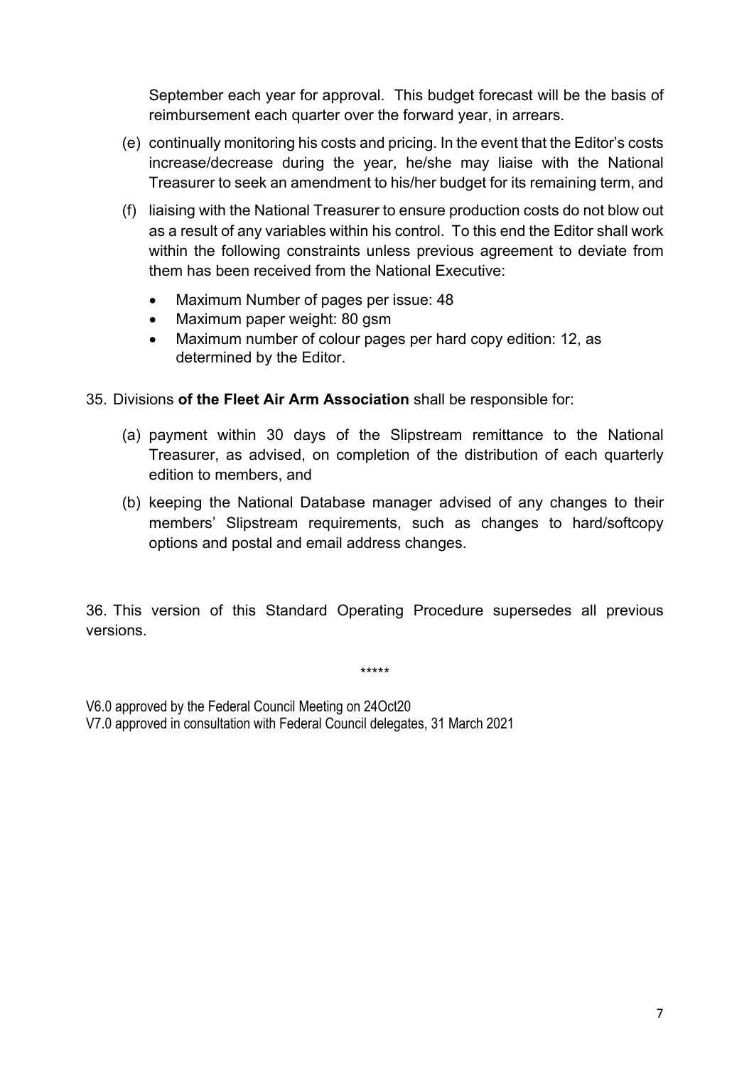September each year for approval. This budget forecast will be the basis of reimbursement each quarter over the forward year, in arrears.

(e) continually monitoring his costs and pricing. In the event that the Editor's costs increase/decrease during the year, he/she may liaise with the National Treasurer to seek an amendment to his/her budget for its remaining term, and

(f) liaising with the National Treasurer to ensure production costs do not blow out as a result of any variables within his control. To this end the Editor shall work within the following constraints unless previous agreement to deviate from them has been received from the National Executive:

- Maximum Number of pages per issue: 48
- Maximum paper weight: 80 gsm
- Maximum number of colour pages per hard copy edition: 12, as determined by the Editor.

35. Divisions **of the Fleet Air Arm Association** shall be responsible for:

(a) payment within 30 days of the Slipstream remittance to the National Treasurer, as advised, on completion of the distribution of each quarterly edition to members, and

(b) keeping the National Database manager advised of any changes to their members' Slipstream requirements, such as changes to hard/softcopy options and postal and email address changes.

36. This version of this Standard Operating Procedure supersedes all previous versions.

*****

V6.0 approved by the Federal Council Meeting on 24Oct20
V7.0 approved in consultation with Federal Council delegates, 31 March 2021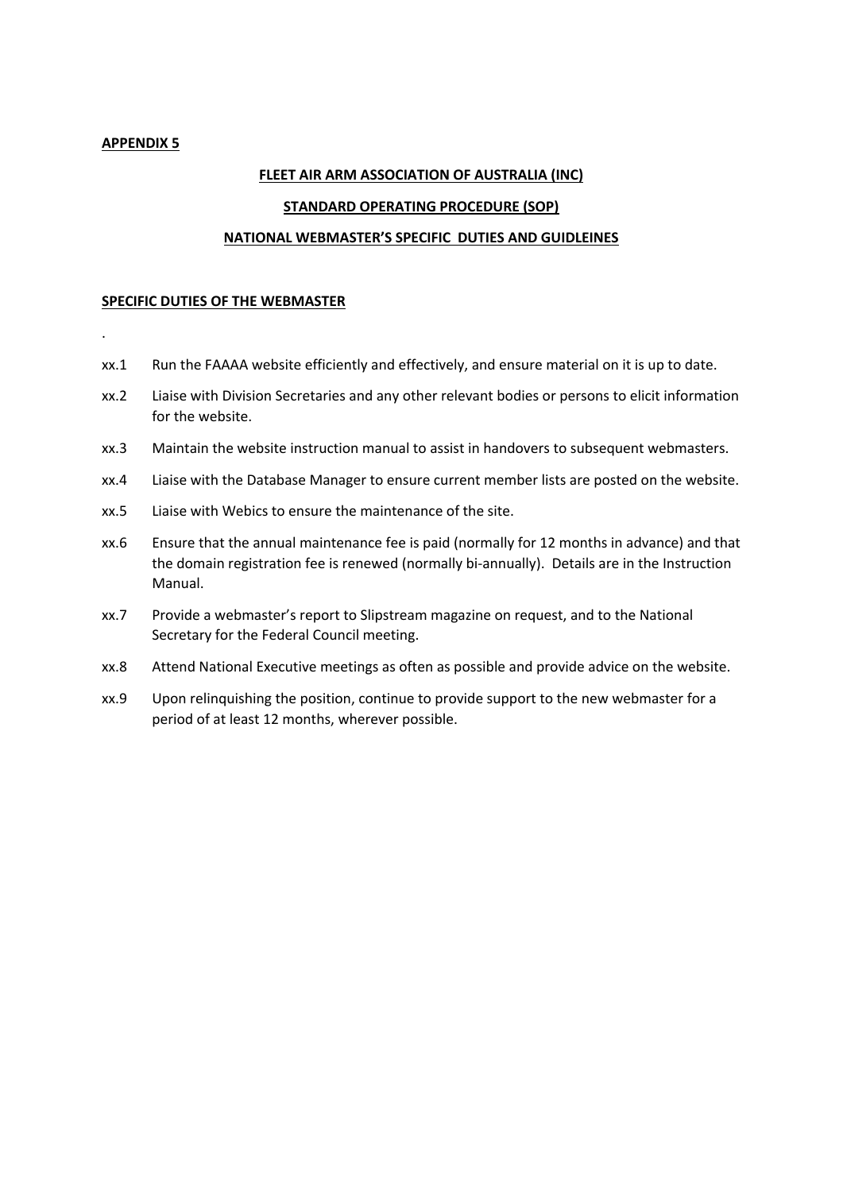**APPENDIX 5**

**FLEET AIR ARM ASSOCIATION OF AUSTRALIA (INC)**

**STANDARD OPERATING PROCEDURE (SOP)**

**NATIONAL WEBMASTER'S SPECIFIC DUTIES AND GUIDLEINES**

**SPECIFIC DUTIES OF THE WEBMASTER**

.

xx.1 Run the FAAAA website efficiently and effectively, and ensure material on it is up to date.

xx.2 Liaise with Division Secretaries and any other relevant bodies or persons to elicit information for the website.

xx.3 Maintain the website instruction manual to assist in handovers to subsequent webmasters.

xx.4 Liaise with the Database Manager to ensure current member lists are posted on the website.

xx.5 Liaise with Webics to ensure the maintenance of the site.

xx.6 Ensure that the annual maintenance fee is paid (normally for 12 months in advance) and that the domain registration fee is renewed (normally bi-annually). Details are in the Instruction Manual.

xx.7 Provide a webmaster's report to Slipstream magazine on request, and to the National Secretary for the Federal Council meeting.

xx.8 Attend National Executive meetings as often as possible and provide advice on the website.

xx.9 Upon relinquishing the position, continue to provide support to the new webmaster for a period of at least 12 months, wherever possible.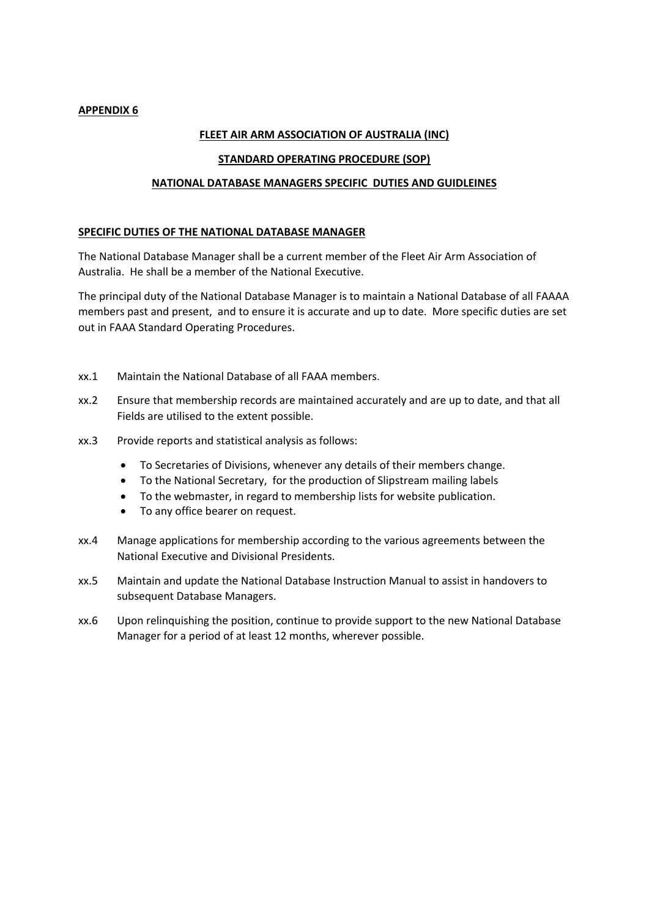**APPENDIX 6**

**FLEET AIR ARM ASSOCIATION OF AUSTRALIA (INC)**

**STANDARD OPERATING PROCEDURE (SOP)**

**NATIONAL DATABASE MANAGERS SPECIFIC DUTIES AND GUIDLEINES**

**SPECIFIC DUTIES OF THE NATIONAL DATABASE MANAGER**

The National Database Manager shall be a current member of the Fleet Air Arm Association of Australia. He shall be a member of the National Executive.

The principal duty of the National Database Manager is to maintain a National Database of all FAAAA members past and present, and to ensure it is accurate and up to date. More specific duties are set out in FAAA Standard Operating Procedures.

xx.1 Maintain the National Database of all FAAA members.

xx.2 Ensure that membership records are maintained accurately and are up to date, and that all Fields are utilised to the extent possible.

xx.3 Provide reports and statistical analysis as follows:

- To Secretaries of Divisions, whenever any details of their members change.
- To the National Secretary, for the production of Slipstream mailing labels
- To the webmaster, in regard to membership lists for website publication.
- To any office bearer on request.

xx.4 Manage applications for membership according to the various agreements between the National Executive and Divisional Presidents.

xx.5 Maintain and update the National Database Instruction Manual to assist in handovers to subsequent Database Managers.

xx.6 Upon relinquishing the position, continue to provide support to the new National Database Manager for a period of at least 12 months, wherever possible.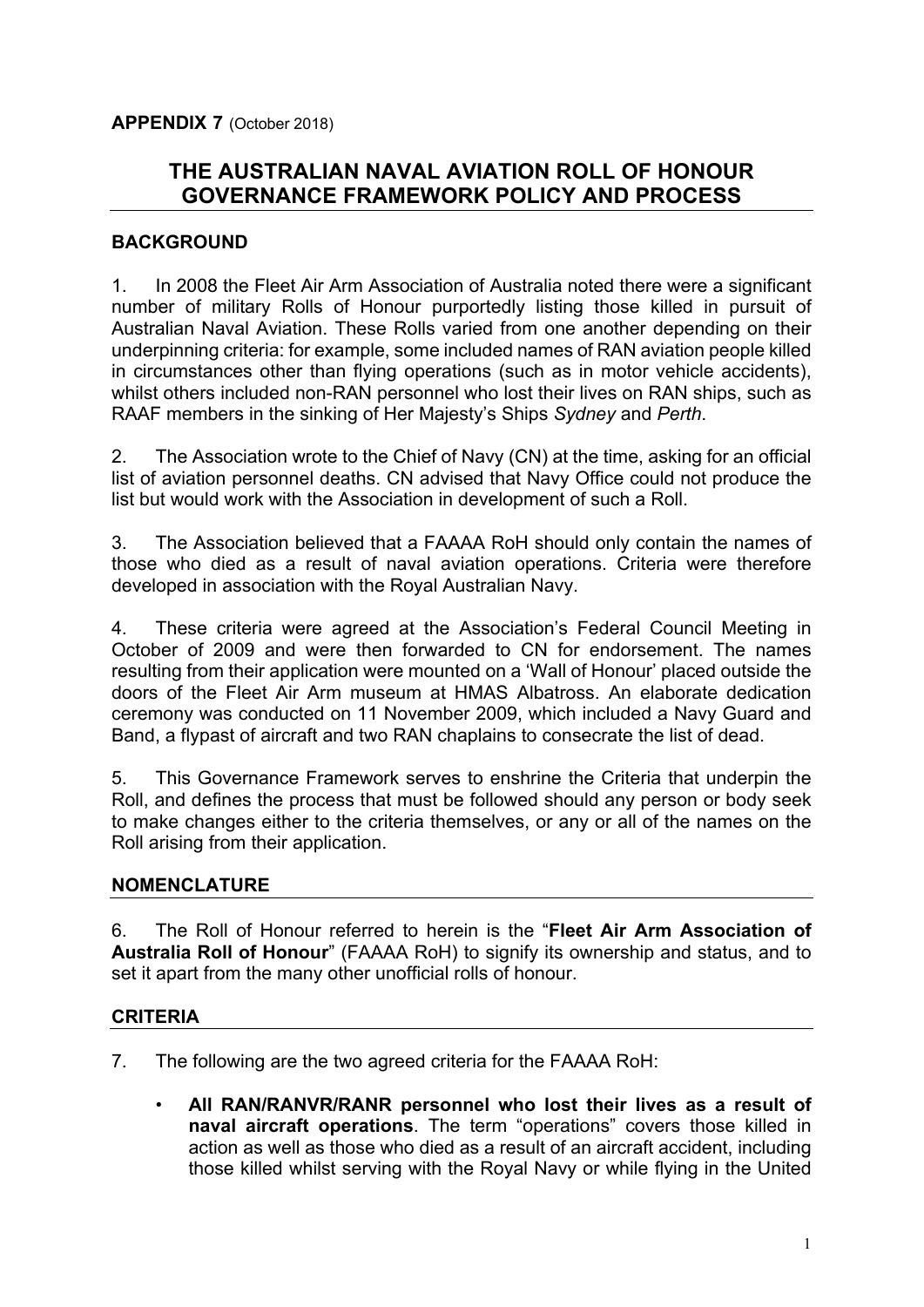**APPENDIX 7** (October 2018)

## THE AUSTRALIAN NAVAL AVIATION ROLL OF HONOUR GOVERNANCE FRAMEWORK POLICY AND PROCESS

### BACKGROUND

1. In 2008 the Fleet Air Arm Association of Australia noted there were a significant number of military Rolls of Honour purportedly listing those killed in pursuit of Australian Naval Aviation. These Rolls varied from one another depending on their underpinning criteria: for example, some included names of RAN aviation people killed in circumstances other than flying operations (such as in motor vehicle accidents), whilst others included non-RAN personnel who lost their lives on RAN ships, such as RAAF members in the sinking of Her Majesty's Ships *Sydney* and *Perth*.

2. The Association wrote to the Chief of Navy (CN) at the time, asking for an official list of aviation personnel deaths. CN advised that Navy Office could not produce the list but would work with the Association in development of such a Roll.

3. The Association believed that a FAAAA RoH should only contain the names of those who died as a result of naval aviation operations. Criteria were therefore developed in association with the Royal Australian Navy.

4. These criteria were agreed at the Association's Federal Council Meeting in October of 2009 and were then forwarded to CN for endorsement. The names resulting from their application were mounted on a 'Wall of Honour' placed outside the doors of the Fleet Air Arm museum at HMAS Albatross. An elaborate dedication ceremony was conducted on 11 November 2009, which included a Navy Guard and Band, a flypast of aircraft and two RAN chaplains to consecrate the list of dead.

5. This Governance Framework serves to enshrine the Criteria that underpin the Roll, and defines the process that must be followed should any person or body seek to make changes either to the criteria themselves, or any or all of the names on the Roll arising from their application.

### NOMENCLATURE

6. The Roll of Honour referred to herein is the "**Fleet Air Arm Association of Australia Roll of Honour**" (FAAAA RoH) to signify its ownership and status, and to set it apart from the many other unofficial rolls of honour.

### CRITERIA

7. The following are the two agreed criteria for the FAAAA RoH:

- **All RAN/RANVR/RANR personnel who lost their lives as a result of naval aircraft operations**. The term "operations" covers those killed in action as well as those who died as a result of an aircraft accident, including those killed whilst serving with the Royal Navy or while flying in the United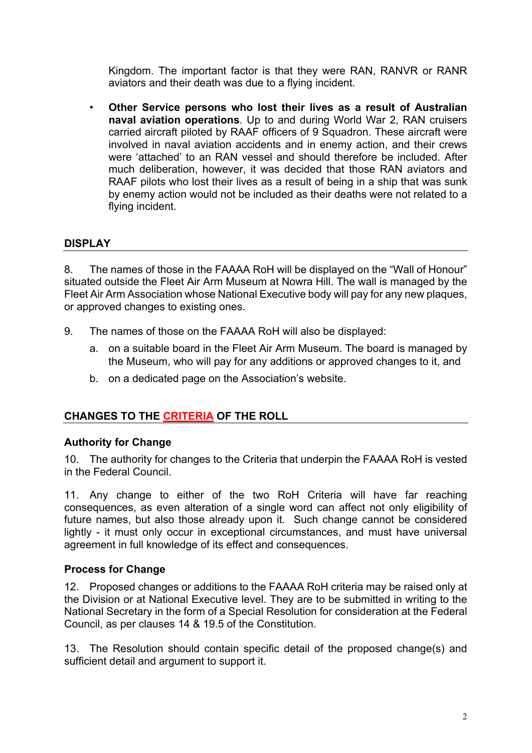Kingdom. The important factor is that they were RAN, RANVR or RANR aviators and their death was due to a flying incident.

- **Other Service persons who lost their lives as a result of Australian naval aviation operations**. Up to and during World War 2, RAN cruisers carried aircraft piloted by RAAF officers of 9 Squadron. These aircraft were involved in naval aviation accidents and in enemy action, and their crews were 'attached' to an RAN vessel and should therefore be included. After much deliberation, however, it was decided that those RAN aviators and RAAF pilots who lost their lives as a result of being in a ship that was sunk by enemy action would not be included as their deaths were not related to a flying incident.

## DISPLAY

8. The names of those in the FAAAA RoH will be displayed on the "Wall of Honour" situated outside the Fleet Air Arm Museum at Nowra Hill. The wall is managed by the Fleet Air Arm Association whose National Executive body will pay for any new plaques, or approved changes to existing ones.

9. The names of those on the FAAAA RoH will also be displayed:

   a. on a suitable board in the Fleet Air Arm Museum. The board is managed by the Museum, who will pay for any additions or approved changes to it, and

   b. on a dedicated page on the Association's website.

## CHANGES TO THE CRITERIA OF THE ROLL

### Authority for Change

10. The authority for changes to the Criteria that underpin the FAAAA RoH is vested in the Federal Council.

11. Any change to either of the two RoH Criteria will have far reaching consequences, as even alteration of a single word can affect not only eligibility of future names, but also those already upon it. Such change cannot be considered lightly - it must only occur in exceptional circumstances, and must have universal agreement in full knowledge of its effect and consequences.

### Process for Change

12. Proposed changes or additions to the FAAAA RoH criteria may be raised only at the Division or at National Executive level. They are to be submitted in writing to the National Secretary in the form of a Special Resolution for consideration at the Federal Council, as per clauses 14 & 19.5 of the Constitution.

13. The Resolution should contain specific detail of the proposed change(s) and sufficient detail and argument to support it.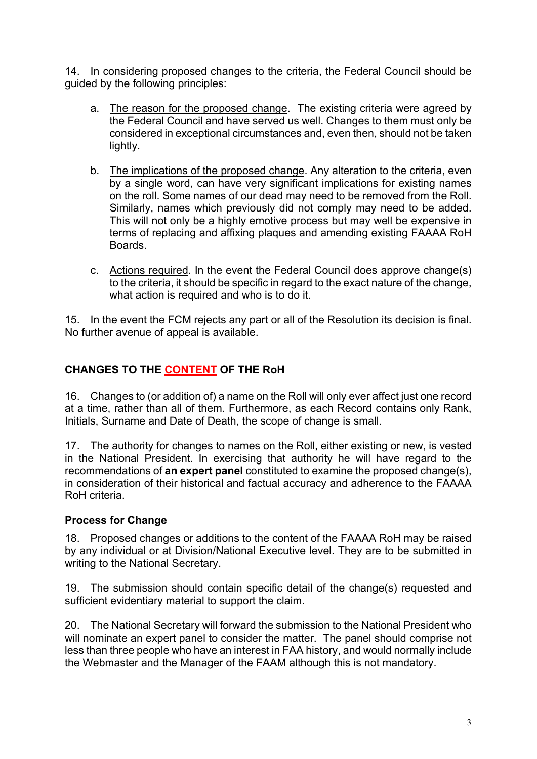14. In considering proposed changes to the criteria, the Federal Council should be guided by the following principles:

a. The reason for the proposed change. The existing criteria were agreed by the Federal Council and have served us well. Changes to them must only be considered in exceptional circumstances and, even then, should not be taken lightly.

b. The implications of the proposed change. Any alteration to the criteria, even by a single word, can have very significant implications for existing names on the roll. Some names of our dead may need to be removed from the Roll. Similarly, names which previously did not comply may need to be added. This will not only be a highly emotive process but may well be expensive in terms of replacing and affixing plaques and amending existing FAAAA RoH Boards.

c. Actions required. In the event the Federal Council does approve change(s) to the criteria, it should be specific in regard to the exact nature of the change, what action is required and who is to do it.

15. In the event the FCM rejects any part or all of the Resolution its decision is final. No further avenue of appeal is available.

## CHANGES TO THE CONTENT OF THE RoH

16. Changes to (or addition of) a name on the Roll will only ever affect just one record at a time, rather than all of them. Furthermore, as each Record contains only Rank, Initials, Surname and Date of Death, the scope of change is small.

17. The authority for changes to names on the Roll, either existing or new, is vested in the National President. In exercising that authority he will have regard to the recommendations of **an expert panel** constituted to examine the proposed change(s), in consideration of their historical and factual accuracy and adherence to the FAAAA RoH criteria.

### Process for Change

18. Proposed changes or additions to the content of the FAAAA RoH may be raised by any individual or at Division/National Executive level. They are to be submitted in writing to the National Secretary.

19. The submission should contain specific detail of the change(s) requested and sufficient evidentiary material to support the claim.

20. The National Secretary will forward the submission to the National President who will nominate an expert panel to consider the matter. The panel should comprise not less than three people who have an interest in FAA history, and would normally include the Webmaster and the Manager of the FAAM although this is not mandatory.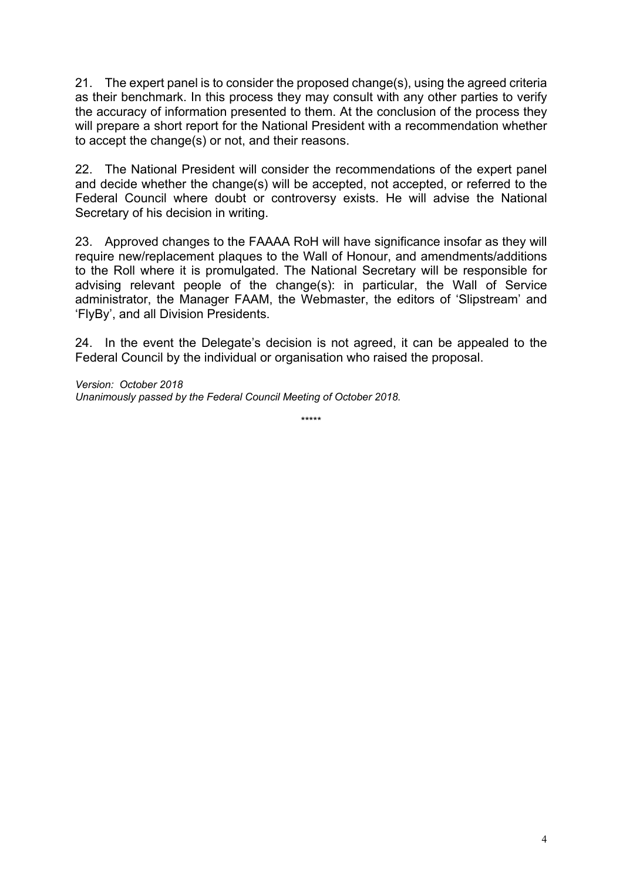21. The expert panel is to consider the proposed change(s), using the agreed criteria as their benchmark. In this process they may consult with any other parties to verify the accuracy of information presented to them. At the conclusion of the process they will prepare a short report for the National President with a recommendation whether to accept the change(s) or not, and their reasons.

22. The National President will consider the recommendations of the expert panel and decide whether the change(s) will be accepted, not accepted, or referred to the Federal Council where doubt or controversy exists. He will advise the National Secretary of his decision in writing.

23. Approved changes to the FAAAA RoH will have significance insofar as they will require new/replacement plaques to the Wall of Honour, and amendments/additions to the Roll where it is promulgated. The National Secretary will be responsible for advising relevant people of the change(s): in particular, the Wall of Service administrator, the Manager FAAM, the Webmaster, the editors of 'Slipstream' and 'FlyBy', and all Division Presidents.

24. In the event the Delegate's decision is not agreed, it can be appealed to the Federal Council by the individual or organisation who raised the proposal.

*Version: October 2018*
*Unanimously passed by the Federal Council Meeting of October 2018.*

\*\*\*\*\*